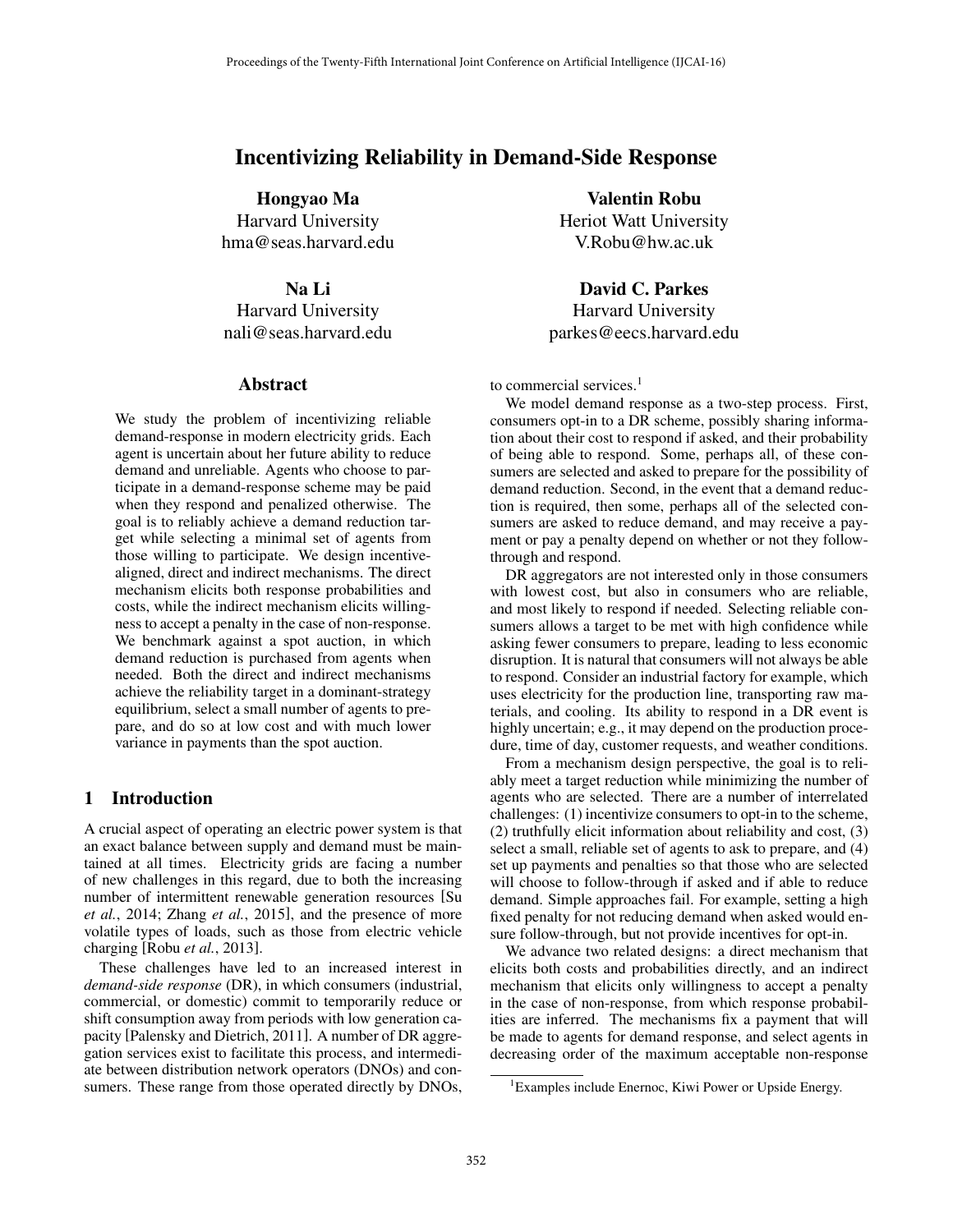# Incentivizing Reliability in Demand-Side Response

**Hongyao Ma**
Harvard University
hma@seas.harvard.edu

**Valentin Robu**
Heriot Watt University
V.Robu@hw.ac.uk

**Na Li**
Harvard University
nali@seas.harvard.edu

**David C. Parkes**
Harvard University
parkes@eecs.harvard.edu

## Abstract

We study the problem of incentivizing reliable demand-response in modern electricity grids. Each agent is uncertain about her future ability to reduce demand and unreliable. Agents who choose to participate in a demand-response scheme may be paid when they respond and penalized otherwise. The goal is to reliably achieve a demand reduction target while selecting a minimal set of agents from those willing to participate. We design incentive-aligned, direct and indirect mechanisms. The direct mechanism elicits both response probabilities and costs, while the indirect mechanism elicits willingness to accept a penalty in the case of non-response. We benchmark against a spot auction, in which demand reduction is purchased from agents when needed. Both the direct and indirect mechanisms achieve the reliability target in a dominant-strategy equilibrium, select a small number of agents to prepare, and do so at low cost and with much lower variance in payments than the spot auction.

## 1 Introduction

A crucial aspect of operating an electric power system is that an exact balance between supply and demand must be maintained at all times. Electricity grids are facing a number of new challenges in this regard, due to both the increasing number of intermittent renewable generation resources [Su *et al.*, 2014; Zhang *et al.*, 2015], and the presence of more volatile types of loads, such as those from electric vehicle charging [Robu *et al.*, 2013].

These challenges have led to an increased interest in *demand-side response* (DR), in which consumers (industrial, commercial, or domestic) commit to temporarily reduce or shift consumption away from periods with low generation capacity [Palensky and Dietrich, 2011]. A number of DR aggregation services exist to facilitate this process, and intermediate between distribution network operators (DNOs) and consumers. These range from those operated directly by DNOs, to commercial services.[1]

We model demand response as a two-step process. First, consumers opt-in to a DR scheme, possibly sharing information about their cost to respond if asked, and their probability of being able to respond. Some, perhaps all, of these consumers are selected and asked to prepare for the possibility of demand reduction. Second, in the event that a demand reduction is required, then some, perhaps all of the selected consumers are asked to reduce demand, and may receive a payment or pay a penalty depend on whether or not they follow-through and respond.

DR aggregators are not interested only in those consumers with lowest cost, but also in consumers who are reliable, and most likely to respond if needed. Selecting reliable consumers allows a target to be met with high confidence while asking fewer consumers to prepare, leading to less economic disruption. It is natural that consumers will not always be able to respond. Consider an industrial factory for example, which uses electricity for the production line, transporting raw materials, and cooling. Its ability to respond in a DR event is highly uncertain; e.g., it may depend on the production procedure, time of day, customer requests, and weather conditions.

From a mechanism design perspective, the goal is to reliably meet a target reduction while minimizing the number of agents who are selected. There are a number of interrelated challenges: (1) incentivize consumers to opt-in to the scheme, (2) truthfully elicit information about reliability and cost, (3) select a small, reliable set of agents to ask to prepare, and (4) set up payments and penalties so that those who are selected will choose to follow-through if asked and if able to reduce demand. Simple approaches fail. For example, setting a high fixed penalty for not reducing demand when asked would ensure follow-through, but not provide incentives for opt-in.

We advance two related designs: a direct mechanism that elicits both costs and probabilities directly, and an indirect mechanism that elicits only willingness to accept a penalty in the case of non-response, from which response probabilities are inferred. The mechanisms fix a payment that will be made to agents for demand response, and select agents in decreasing order of the maximum acceptable non-response

[1] Examples include Enernoc, Kiwi Power or Upside Energy.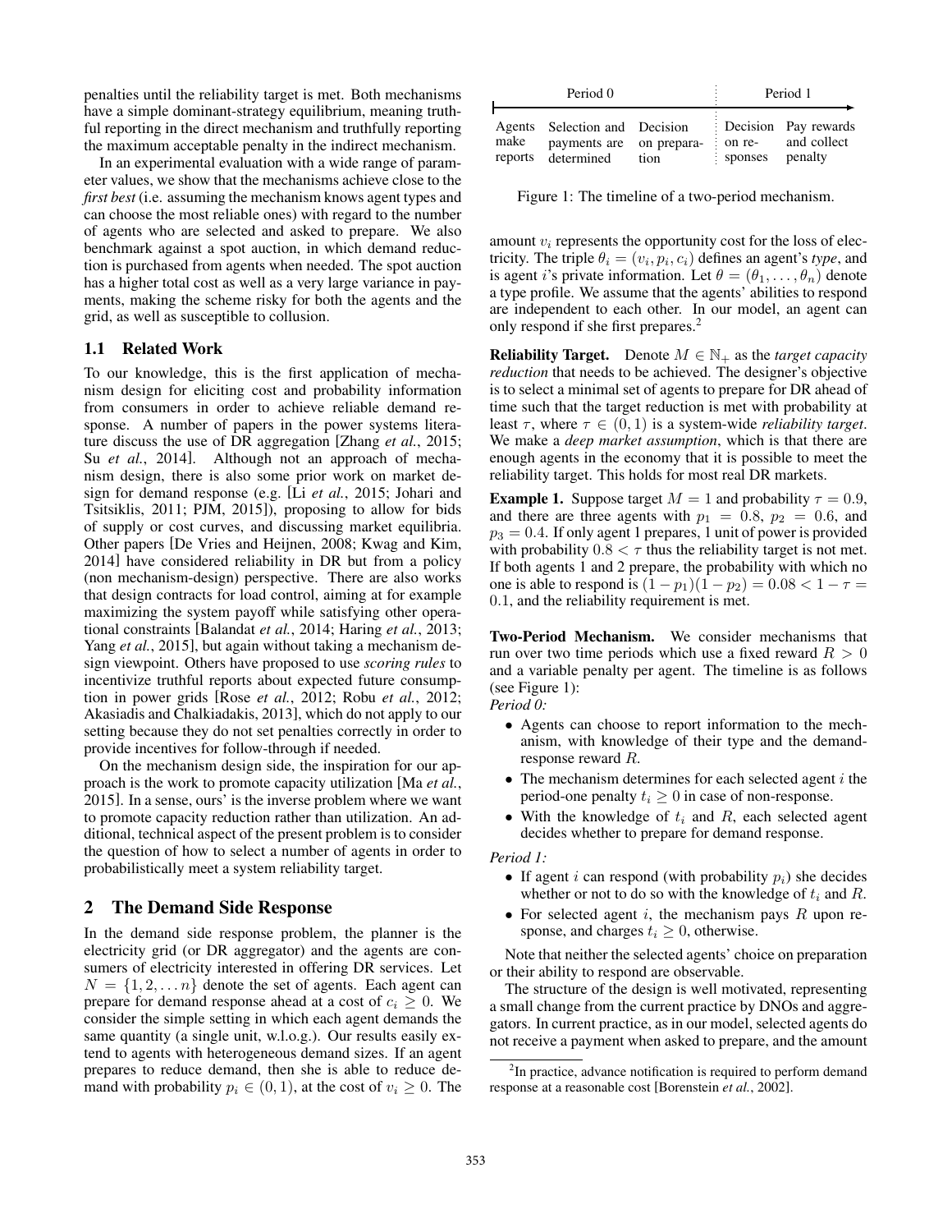penalties until the reliability target is met. Both mechanisms have a simple dominant-strategy equilibrium, meaning truthful reporting in the direct mechanism and truthfully reporting the maximum acceptable penalty in the indirect mechanism.

In an experimental evaluation with a wide range of parameter values, we show that the mechanisms achieve close to the *first best* (i.e. assuming the mechanism knows agent types and can choose the most reliable ones) with regard to the number of agents who are selected and asked to prepare. We also benchmark against a spot auction, in which demand reduction is purchased from agents when needed. The spot auction has a higher total cost as well as a very large variance in payments, making the scheme risky for both the agents and the grid, as well as susceptible to collusion.

## 1.1 Related Work

To our knowledge, this is the first application of mechanism design for eliciting cost and probability information from consumers in order to achieve reliable demand response. A number of papers in the power systems literature discuss the use of DR aggregation [Zhang *et al.*, 2015; Su *et al.*, 2014]. Although not an approach of mechanism design, there is also some prior work on market design for demand response (e.g. [Li *et al.*, 2015; Johari and Tsitsiklis, 2011; PJM, 2015]), proposing to allow for bids of supply or cost curves, and discussing market equilibria. Other papers [De Vries and Heijnen, 2008; Kwag and Kim, 2014] have considered reliability in DR but from a policy (non mechanism-design) perspective. There are also works that design contracts for load control, aiming at for example maximizing the system payoff while satisfying other operational constraints [Balandat *et al.*, 2014; Haring *et al.*, 2013; Yang *et al.*, 2015], but again without taking a mechanism design viewpoint. Others have proposed to use *scoring rules* to incentivize truthful reports about expected future consumption in power grids [Rose *et al.*, 2012; Robu *et al.*, 2012; Akasiadis and Chalkiadakis, 2013], which do not apply to our setting because they do not set penalties correctly in order to provide incentives for follow-through if needed.

On the mechanism design side, the inspiration for our approach is the work to promote capacity utilization [Ma *et al.*, 2015]. In a sense, ours' is the inverse problem where we want to promote capacity reduction rather than utilization. An additional, technical aspect of the present problem is to consider the question of how to select a number of agents in order to probabilistically meet a system reliability target.

# 2 The Demand Side Response

In the demand side response problem, the planner is the electricity grid (or DR aggregator) and the agents are consumers of electricity interested in offering DR services. Let $N = \{1, 2, \dots n\}$ denote the set of agents. Each agent can prepare for demand response ahead at a cost of $c_i \geq 0$. We consider the simple setting in which each agent demands the same quantity (a single unit, w.l.o.g.). Our results easily extend to agents with heterogeneous demand sizes. If an agent prepares to reduce demand, then she is able to reduce demand with probability $p_i \in (0, 1)$, at the cost of $v_i \geq 0$. The amount $v_i$ represents the opportunity cost for the loss of electricity. The triple $\theta_i = (v_i, p_i, c_i)$ defines an agent's *type*, and is agent $i$'s private information. Let $\theta = (\theta_1, \dots, \theta_n)$ denote a type profile. We assume that the agents' abilities to respond are independent to each other. In our model, an agent can only respond if she first prepares.[2]

| Period 0 | | | Period 1 | |
|---|---|---|---|---|
| Agents make reports | Selection and payments are determined | Decision on preparation | Decision on responses | Pay rewards and collect penalty |

Figure 1: The timeline of a two-period mechanism.

**Reliability Target.** Denote $M \in \mathbb{N}_+$ as the *target capacity reduction* that needs to be achieved. The designer's objective is to select a minimal set of agents to prepare for DR ahead of time such that the target reduction is met with probability at least $\tau$, where $\tau \in (0, 1)$ is a system-wide *reliability target*. We make a *deep market assumption*, which is that there are enough agents in the economy that it is possible to meet the reliability target. This holds for most real DR markets.

**Example 1.** Suppose target $M = 1$ and probability $\tau = 0.9$, and there are three agents with $p_1 = 0.8$, $p_2 = 0.6$, and $p_3 = 0.4$. If only agent 1 prepares, 1 unit of power is provided with probability $0.8 < \tau$ thus the reliability target is not met. If both agents 1 and 2 prepare, the probability with which no one is able to respond is $(1 - p_1)(1 - p_2) = 0.08 < 1 - \tau = 0.1$, and the reliability requirement is met.

**Two-Period Mechanism.** We consider mechanisms that run over two time periods which use a fixed reward $R > 0$ and a variable penalty per agent. The timeline is as follows (see Figure 1):

*Period 0:*

- Agents can choose to report information to the mechanism, with knowledge of their type and the demand-response reward $R$.
- The mechanism determines for each selected agent $i$ the period-one penalty $t_i \geq 0$ in case of non-response.
- With the knowledge of $t_i$ and $R$, each selected agent decides whether to prepare for demand response.

*Period 1:*

- If agent $i$ can respond (with probability $p_i$) she decides whether or not to do so with the knowledge of $t_i$ and $R$.
- For selected agent $i$, the mechanism pays $R$ upon response, and charges $t_i \geq 0$, otherwise.

Note that neither the selected agents' choice on preparation or their ability to respond are observable.

The structure of the design is well motivated, representing a small change from the current practice by DNOs and aggregators. In current practice, as in our model, selected agents do not receive a payment when asked to prepare, and the amount

[2] In practice, advance notification is required to perform demand response at a reasonable cost [Borenstein *et al.*, 2002].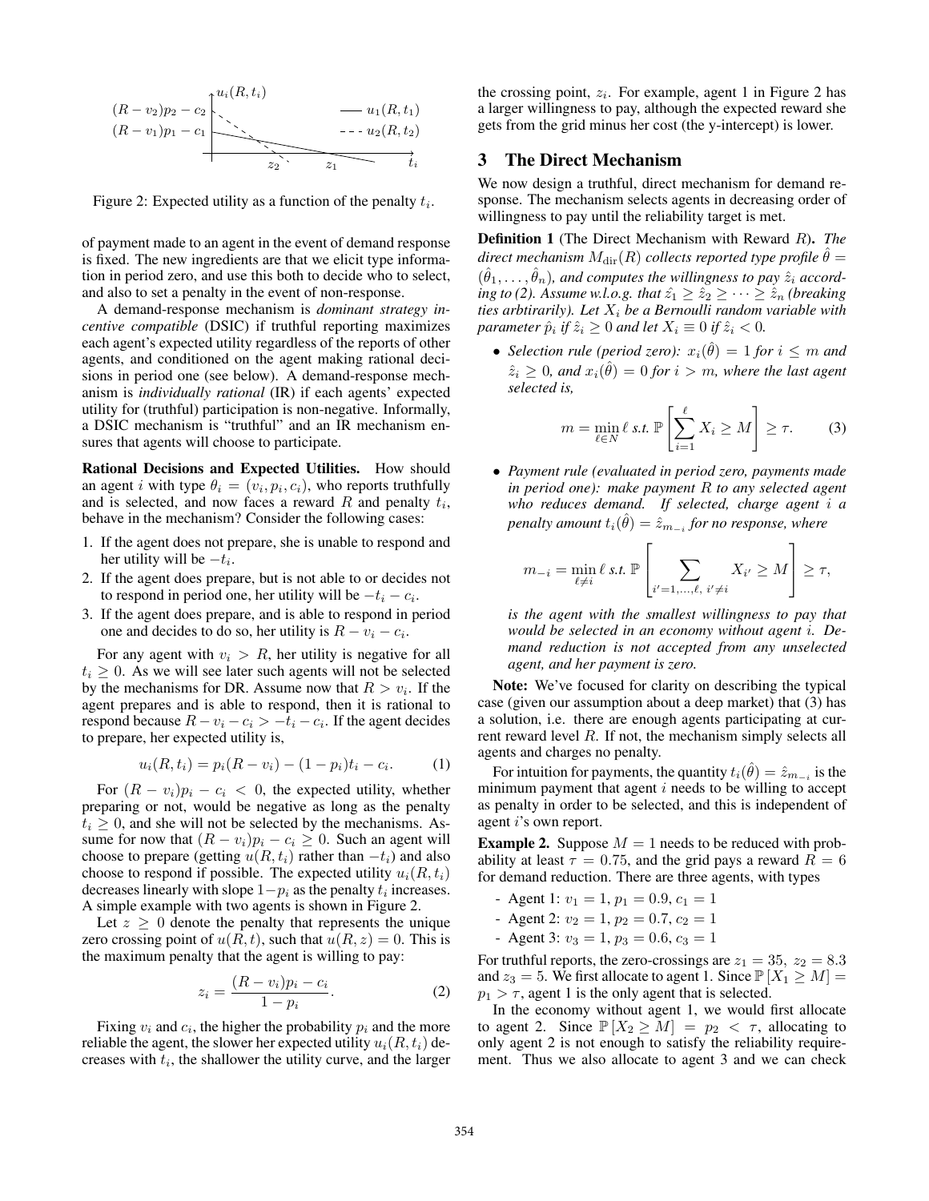Figure 2: Expected utility as a function of the penalty $t_i$.

of payment made to an agent in the event of demand response is fixed. The new ingredients are that we elicit type information in period zero, and use this both to decide who to select, and also to set a penalty in the event of non-response.

A demand-response mechanism is *dominant strategy incentive compatible* (DSIC) if truthful reporting maximizes each agent's expected utility regardless of the reports of other agents, and conditioned on the agent making rational decisions in period one (see below). A demand-response mechanism is *individually rational* (IR) if each agents' expected utility for (truthful) participation is non-negative. Informally, a DSIC mechanism is "truthful" and an IR mechanism ensures that agents will choose to participate.

**Rational Decisions and Expected Utilities.** How should an agent $i$ with type $\theta_i = (v_i, p_i, c_i)$, who reports truthfully and is selected, and now faces a reward $R$ and penalty $t_i$, behave in the mechanism? Consider the following cases:

1. If the agent does not prepare, she is unable to respond and her utility will be $-t_i$.
2. If the agent does prepare, but is not able to or decides not to respond in period one, her utility will be $-t_i - c_i$.
3. If the agent does prepare, and is able to respond in period one and decides to do so, her utility is $R - v_i - c_i$.

For any agent with $v_i > R$, her utility is negative for all $t_i \geq 0$. As we will see later such agents will not be selected by the mechanisms for DR. Assume now that $R > v_i$. If the agent prepares and is able to respond, then it is rational to respond because $R - v_i - c_i > -t_i - c_i$. If the agent decides to prepare, her expected utility is,

$$u_i(R, t_i) = p_i(R - v_i) - (1 - p_i)t_i - c_i. \tag{1}$$

For $(R - v_i)p_i - c_i < 0$, the expected utility, whether preparing or not, would be negative as long as the penalty $t_i \geq 0$, and she will not be selected by the mechanisms. Assume for now that $(R - v_i)p_i - c_i \geq 0$. Such an agent will choose to prepare (getting $u(R, t_i)$ rather than $-t_i$) and also choose to respond if possible. The expected utility $u_i(R, t_i)$ decreases linearly with slope $1 - p_i$ as the penalty $t_i$ increases. A simple example with two agents is shown in Figure 2.

Let $z \geq 0$ denote the penalty that represents the unique zero crossing point of $u(R, t)$, such that $u(R, z) = 0$. This is the maximum penalty that the agent is willing to pay:

$$z_i = \frac{(R - v_i)p_i - c_i}{1 - p_i}. \tag{2}$$

Fixing $v_i$ and $c_i$, the higher the probability $p_i$ and the more reliable the agent, the slower her expected utility $u_i(R, t_i)$ decreases with $t_i$, the shallower the utility curve, and the larger the crossing point, $z_i$. For example, agent 1 in Figure 2 has a larger willingness to pay, although the expected reward she gets from the grid minus her cost (the y-intercept) is lower.

## 3 The Direct Mechanism

We now design a truthful, direct mechanism for demand response. The mechanism selects agents in decreasing order of willingness to pay until the reliability target is met.

**Definition 1** (The Direct Mechanism with Reward $R$). *The direct mechanism $M_{\text{dir}}(R)$ collects reported type profile $\hat{\theta} = (\hat{\theta}_1, \ldots, \hat{\theta}_n)$, and computes the willingness to pay $\hat{z}_i$ according to (2). Assume w.l.o.g. that $\hat{z}_1 \geq \hat{z}_2 \geq \cdots \geq \hat{z}_n$ (breaking ties arbtirarily). Let $X_i$ be a Bernoulli random variable with parameter $\hat{p}_i$ if $\hat{z}_i \geq 0$ and let $X_i \equiv 0$ if $\hat{z}_i < 0$.*

- *Selection rule (period zero): $x_i(\hat{\theta}) = 1$ for $i \leq m$ and $\hat{z}_i \geq 0$, and $x_i(\hat{\theta}) = 0$ for $i > m$, where the last agent selected is,*

$$m = \min_{\ell \in N} \ell \text{ s.t. } \mathbb{P}\left[\sum_{i=1}^{\ell} X_i \geq M\right] \geq \tau. \tag{3}$$

- *Payment rule (evaluated in period zero, payments made in period one): make payment $R$ to any selected agent who reduces demand. If selected, charge agent $i$ a penalty amount $t_i(\hat{\theta}) = \hat{z}_{m_{-i}}$ for no response, where*

$$m_{-i} = \min_{\ell \neq i} \ell \text{ s.t. } \mathbb{P}\left[\sum_{i'=1,\ldots,\ell,\ i' \neq i} X_{i'} \geq M\right] \geq \tau,$$

*is the agent with the smallest willingness to pay that would be selected in an economy without agent $i$. Demand reduction is not accepted from any unselected agent, and her payment is zero.*

**Note:** We've focused for clarity on describing the typical case (given our assumption about a deep market) that (3) has a solution, i.e. there are enough agents participating at current reward level $R$. If not, the mechanism simply selects all agents and charges no penalty.

For intuition for payments, the quantity $t_i(\hat{\theta}) = \hat{z}_{m_{-i}}$ is the minimum payment that agent $i$ needs to be willing to accept as penalty in order to be selected, and this is independent of agent $i$'s own report.

**Example 2.** Suppose $M = 1$ needs to be reduced with probability at least $\tau = 0.75$, and the grid pays a reward $R = 6$ for demand reduction. There are three agents, with types

- Agent 1: $v_1 = 1, p_1 = 0.9, c_1 = 1$
- Agent 2: $v_2 = 1, p_2 = 0.7, c_2 = 1$
- Agent 3: $v_3 = 1, p_3 = 0.6, c_3 = 1$

For truthful reports, the zero-crossings are $z_1 = 35$, $z_2 = 8.3$ and $z_3 = 5$. We first allocate to agent 1. Since $\mathbb{P}[X_1 \geq M] = p_1 > \tau$, agent 1 is the only agent that is selected.

In the economy without agent 1, we would first allocate to agent 2. Since $\mathbb{P}[X_2 \geq M] = p_2 < \tau$, allocating to only agent 2 is not enough to satisfy the reliability requirement. Thus we also allocate to agent 3 and we can check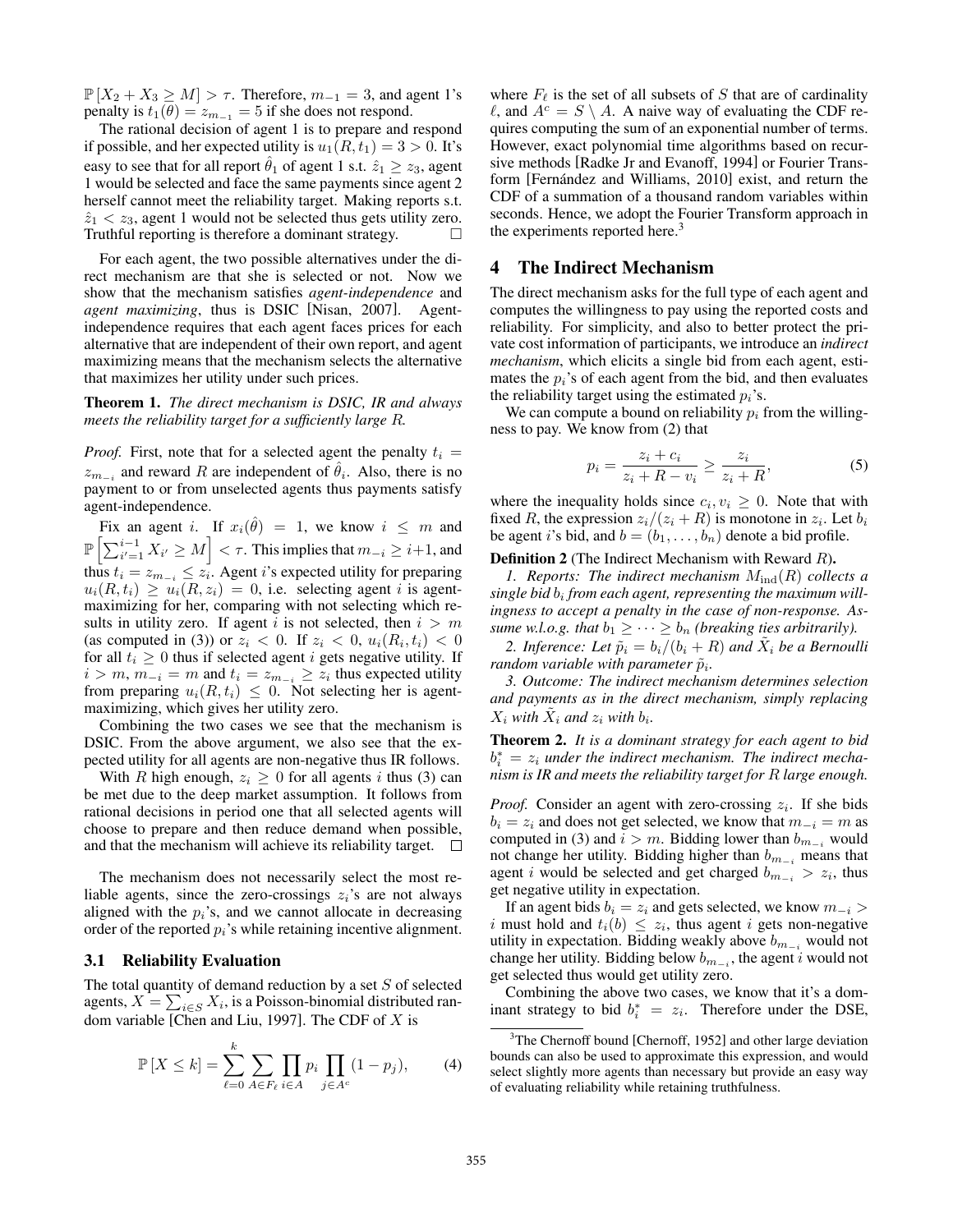$\mathbb{P}[X_2 + X_3 \geq M] > \tau$. Therefore, $m_{-1} = 3$, and agent 1's penalty is $t_1(\theta) = z_{m_{-1}} = 5$ if she does not respond.

The rational decision of agent 1 is to prepare and respond if possible, and her expected utility is $u_1(R, t_1) = 3 > 0$. It's easy to see that for all report $\hat{\theta}_1$ of agent 1 s.t. $\hat{z}_1 \geq z_3$, agent 1 would be selected and face the same payments since agent 2 herself cannot meet the reliability target. Making reports s.t. $\hat{z}_1 < z_3$, agent 1 would not be selected thus gets utility zero. Truthful reporting is therefore a dominant strategy. $\square$

For each agent, the two possible alternatives under the direct mechanism are that she is selected or not. Now we show that the mechanism satisfies *agent-independence* and *agent maximizing*, thus is DSIC [Nisan, 2007]. Agent-independence requires that each agent faces prices for each alternative that are independent of their own report, and agent maximizing means that the mechanism selects the alternative that maximizes her utility under such prices.

**Theorem 1.** *The direct mechanism is DSIC, IR and always meets the reliability target for a sufficiently large R.*

*Proof.* First, note that for a selected agent the penalty $t_i = z_{m_{-i}}$ and reward $R$ are independent of $\hat{\theta}_i$. Also, there is no payment to or from unselected agents thus payments satisfy agent-independence.

Fix an agent $i$. If $x_i(\hat{\theta}) = 1$, we know $i \leq m$ and $\mathbb{P}\left[\sum_{i'=1}^{i-1} X_{i'} \geq M\right] < \tau$. This implies that $m_{-i} \geq i+1$, and thus $t_i = z_{m_{-i}} \leq z_i$. Agent $i$'s expected utility for preparing $u_i(R, t_i) \geq u_i(R, z_i) = 0$, i.e. selecting agent $i$ is agent-maximizing for her, comparing with not selecting which results in utility zero. If agent $i$ is not selected, then $i > m$ (as computed in (3)) or $z_i < 0$. If $z_i < 0$, $u_i(R_i, t_i) < 0$ for all $t_i \geq 0$ thus if selected agent $i$ gets negative utility. If $i > m$, $m_{-i} = m$ and $t_i = z_{m_{-i}} \geq z_i$ thus expected utility from preparing $u_i(R, t_i) \leq 0$. Not selecting her is agent-maximizing, which gives her utility zero.

Combining the two cases we see that the mechanism is DSIC. From the above argument, we also see that the expected utility for all agents are non-negative thus IR follows.

With $R$ high enough, $z_i \geq 0$ for all agents $i$ thus (3) can be met due to the deep market assumption. It follows from rational decisions in period one that all selected agents will choose to prepare and then reduce demand when possible, and that the mechanism will achieve its reliability target. $\square$

The mechanism does not necessarily select the most reliable agents, since the zero-crossings $z_i$'s are not always aligned with the $p_i$'s, and we cannot allocate in decreasing order of the reported $p_i$'s while retaining incentive alignment.

### 3.1 Reliability Evaluation

The total quantity of demand reduction by a set $S$ of selected agents, $X = \sum_{i \in S} X_i$, is a Poisson-binomial distributed random variable [Chen and Liu, 1997]. The CDF of $X$ is

$$\mathbb{P}[X \leq k] = \sum_{\ell=0}^{k} \sum_{A \in F_\ell} \prod_{i \in A} p_i \prod_{j \in A^c} (1 - p_j), \tag{4}$$

where $F_\ell$ is the set of all subsets of $S$ that are of cardinality $\ell$, and $A^c = S \setminus A$. A naive way of evaluating the CDF requires computing the sum of an exponential number of terms. However, exact polynomial time algorithms based on recursive methods [Radke Jr and Evanoff, 1994] or Fourier Transform [Fernández and Williams, 2010] exist, and return the CDF of a summation of a thousand random variables within seconds. Hence, we adopt the Fourier Transform approach in the experiments reported here.[3]

## 4 The Indirect Mechanism

The direct mechanism asks for the full type of each agent and computes the willingness to pay using the reported costs and reliability. For simplicity, and also to better protect the private cost information of participants, we introduce an *indirect mechanism*, which elicits a single bid from each agent, estimates the $p_i$'s of each agent from the bid, and then evaluates the reliability target using the estimated $p_i$'s.

We can compute a bound on reliability $p_i$ from the willingness to pay. We know from (2) that

$$p_i = \frac{z_i + c_i}{z_i + R - v_i} \geq \frac{z_i}{z_i + R}, \tag{5}$$

where the inequality holds since $c_i, v_i \geq 0$. Note that with fixed $R$, the expression $z_i/(z_i + R)$ is monotone in $z_i$. Let $b_i$ be agent $i$'s bid, and $b = (b_1, \ldots, b_n)$ denote a bid profile.

**Definition 2** (The Indirect Mechanism with Reward $R$)**.**

*1. Reports: The indirect mechanism $M_{\text{ind}}(R)$ collects a single bid $b_i$ from each agent, representing the maximum willingness to accept a penalty in the case of non-response. Assume w.l.o.g. that $b_1 \geq \cdots \geq b_n$ (breaking ties arbitrarily).*

*2. Inference: Let $\tilde{p}_i = b_i/(b_i + R)$ and $\tilde{X}_i$ be a Bernoulli random variable with parameter $\tilde{p}_i$.*

*3. Outcome: The indirect mechanism determines selection and payments as in the direct mechanism, simply replacing $X_i$ with $\tilde{X}_i$ and $z_i$ with $b_i$.*

**Theorem 2.** *It is a dominant strategy for each agent to bid $b_i^* = z_i$ under the indirect mechanism. The indirect mechanism is IR and meets the reliability target for R large enough.*

*Proof.* Consider an agent with zero-crossing $z_i$. If she bids $b_i = z_i$ and does not get selected, we know that $m_{-i} = m$ as computed in (3) and $i > m$. Bidding lower than $b_{m_{-i}}$ would not change her utility. Bidding higher than $b_{m_{-i}}$ means that agent $i$ would be selected and get charged $b_{m_{-i}} > z_i$, thus get negative utility in expectation.

If an agent bids $b_i = z_i$ and gets selected, we know $m_{-i} > i$ must hold and $t_i(b) \leq z_i$, thus agent $i$ gets non-negative utility in expectation. Bidding weakly above $b_{m_{-i}}$ would not change her utility. Bidding below $b_{m_{-i}}$, the agent $i$ would not get selected thus would get utility zero.

Combining the above two cases, we know that it's a dominant strategy to bid $b_i^* = z_i$. Therefore under the DSE,

[3] The Chernoff bound [Chernoff, 1952] and other large deviation bounds can also be used to approximate this expression, and would select slightly more agents than necessary but provide an easy way of evaluating reliability while retaining truthfulness.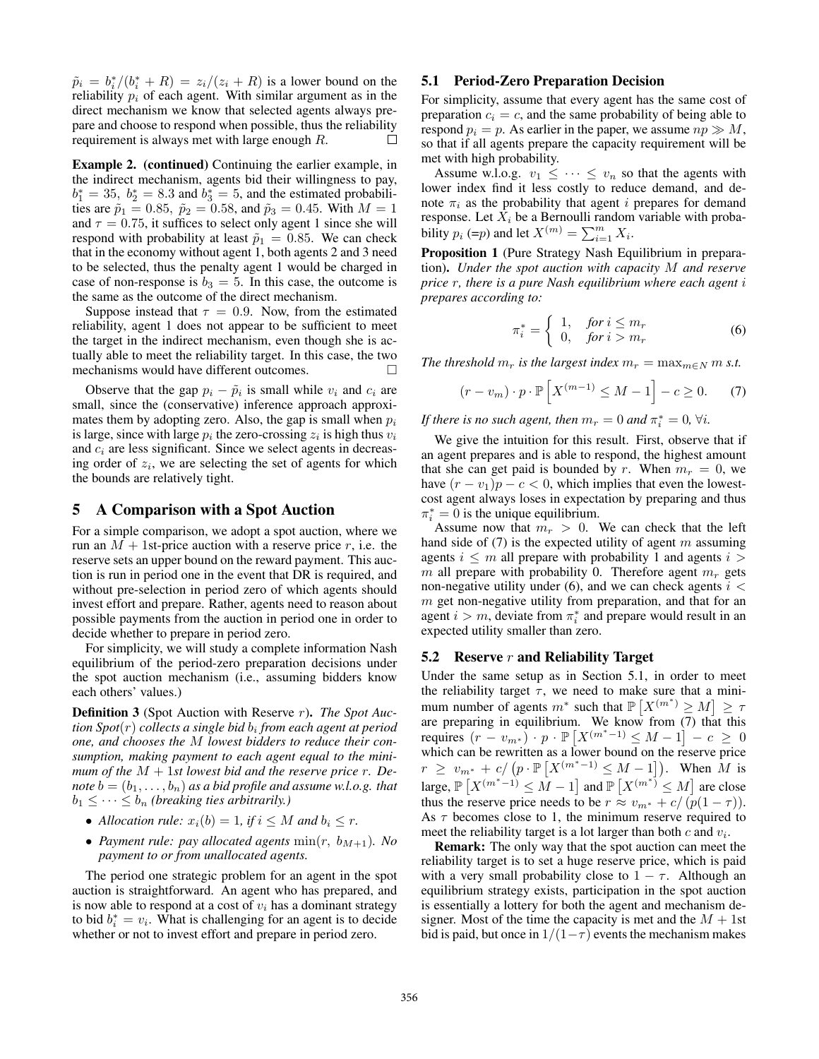$\tilde{p}_i = b_i^*/(b_i^* + R) = z_i/(z_i + R)$ is a lower bound on the reliability $p_i$ of each agent. With similar argument as in the direct mechanism we know that selected agents always prepare and choose to respond when possible, thus the reliability requirement is always met with large enough $R$. □

**Example 2.** **(continued)** Continuing the earlier example, in the indirect mechanism, agents bid their willingness to pay, $b_1^* = 35$, $b_2^* = 8.3$ and $b_3^* = 5$, and the estimated probabilities are $\tilde{p}_1 = 0.85$, $\tilde{p}_2 = 0.58$, and $\tilde{p}_3 = 0.45$. With $M = 1$ and $\tau = 0.75$, it suffices to select only agent 1 since she will respond with probability at least $\tilde{p}_1 = 0.85$. We can check that in the economy without agent 1, both agents 2 and 3 need to be selected, thus the penalty agent 1 would be charged in case of non-response is $b_3 = 5$. In this case, the outcome is the same as the outcome of the direct mechanism.

Suppose instead that $\tau = 0.9$. Now, from the estimated reliability, agent 1 does not appear to be sufficient to meet the target in the indirect mechanism, even though she is actually able to meet the reliability target. In this case, the two mechanisms would have different outcomes. □

Observe that the gap $p_i - \tilde{p}_i$ is small while $v_i$ and $c_i$ are small, since the (conservative) inference approach approximates them by adopting zero. Also, the gap is small when $p_i$ is large, since with large $p_i$ the zero-crossing $z_i$ is high thus $v_i$ and $c_i$ are less significant. Since we select agents in decreasing order of $z_i$, we are selecting the set of agents for which the bounds are relatively tight.

## 5 A Comparison with a Spot Auction

For a simple comparison, we adopt a spot auction, where we run an $M+1$st-price auction with a reserve price $r$, i.e. the reserve sets an upper bound on the reward payment. This auction is run in period one in the event that DR is required, and without pre-selection in period zero of which agents should invest effort and prepare. Rather, agents need to reason about possible payments from the auction in period one in order to decide whether to prepare in period zero.

For simplicity, we will study a complete information Nash equilibrium of the period-zero preparation decisions under the spot auction mechanism (i.e., assuming bidders know each others' values.)

**Definition 3** (Spot Auction with Reserve $r$)**.** *The Spot Auction Spot($r$) collects a single bid $b_i$ from each agent at period one, and chooses the $M$ lowest bidders to reduce their consumption, making payment to each agent equal to the minimum of the $M+1$st lowest bid and the reserve price $r$. Denote $b = (b_1, \ldots, b_n)$ as a bid profile and assume w.l.o.g. that $b_1 \leq \cdots \leq b_n$ (breaking ties arbitrarily.)*

- *Allocation rule: $x_i(b) = 1$, if $i \leq M$ and $b_i \leq r$.*
- *Payment rule: pay allocated agents $\min(r,\ b_{M+1})$. No payment to or from unallocated agents.*

The period one strategic problem for an agent in the spot auction is straightforward. An agent who has prepared, and is now able to respond at a cost of $v_i$ has a dominant strategy to bid $b_i^* = v_i$. What is challenging for an agent is to decide whether or not to invest effort and prepare in period zero.

### 5.1 Period-Zero Preparation Decision

For simplicity, assume that every agent has the same cost of preparation $c_i = c$, and the same probability of being able to respond $p_i = p$. As earlier in the paper, we assume $np \gg M$, so that if all agents prepare the capacity requirement will be met with high probability.

Assume w.l.o.g. $v_1 \leq \cdots \leq v_n$ so that the agents with lower index find it less costly to reduce demand, and denote $\pi_i$ as the probability that agent $i$ prepares for demand response. Let $X_i$ be a Bernoulli random variable with probability $p_i$ (=$p$) and let $X^{(m)} = \sum_{i=1}^{m} X_i$.

**Proposition 1** (Pure Strategy Nash Equilibrium in preparation)**.** *Under the spot auction with capacity $M$ and reserve price $r$, there is a pure Nash equilibrium where each agent $i$ prepares according to:*

$$\pi_i^* = \begin{cases} 1, & \text{for } i \leq m_r \\ 0, & \text{for } i > m_r \end{cases} \tag{6}$$

*The threshold $m_r$ is the largest index $m_r = \max_{m \in N} m$ s.t.*

$$(r - v_m) \cdot p \cdot \mathbb{P}\left[X^{(m-1)} \leq M - 1\right] - c \geq 0. \tag{7}$$

*If there is no such agent, then $m_r = 0$ and $\pi_i^* = 0$, $\forall i$.*

We give the intuition for this result. First, observe that if an agent prepares and is able to respond, the highest amount that she can get paid is bounded by $r$. When $m_r = 0$, we have $(r - v_1)p - c < 0$, which implies that even the lowest-cost agent always loses in expectation by preparing and thus $\pi_i^* = 0$ is the unique equilibrium.

Assume now that $m_r > 0$. We can check that the left hand side of (7) is the expected utility of agent $m$ assuming agents $i \leq m$ all prepare with probability 1 and agents $i > m$ all prepare with probability 0. Therefore agent $m_r$ gets non-negative utility under (6), and we can check agents $i < m$ get non-negative utility from preparation, and that for an agent $i > m$, deviate from $\pi_i^*$ and prepare would result in an expected utility smaller than zero.

### 5.2 Reserve $r$ and Reliability Target

Under the same setup as in Section 5.1, in order to meet the reliability target $\tau$, we need to make sure that a minimum number of agents $m^*$ such that $\mathbb{P}\left[X^{(m^*)} \geq M\right] \geq \tau$ are preparing in equilibrium. We know from (7) that this requires $(r - v_{m^*}) \cdot p \cdot \mathbb{P}\left[X^{(m^*-1)} \leq M - 1\right] - c \geq 0$ which can be rewritten as a lower bound on the reserve price $r \geq v_{m^*} + c/\left(p \cdot \mathbb{P}\left[X^{(m^*-1)} \leq M - 1\right]\right)$. When $M$ is large, $\mathbb{P}\left[X^{(m^*-1)} \leq M - 1\right]$ and $\mathbb{P}\left[X^{(m^*)} \leq M\right]$ are close thus the reserve price needs to be $r \approx v_{m^*} + c/\left(p(1 - \tau)\right)$. As $\tau$ becomes close to 1, the minimum reserve required to meet the reliability target is a lot larger than both $c$ and $v_i$.

**Remark:** The only way that the spot auction can meet the reliability target is to set a huge reserve price, which is paid with a very small probability close to $1 - \tau$. Although an equilibrium strategy exists, participation in the spot auction is essentially a lottery for both the agent and mechanism designer. Most of the time the capacity is met and the $M+1$st bid is paid, but once in $1/(1-\tau)$ events the mechanism makes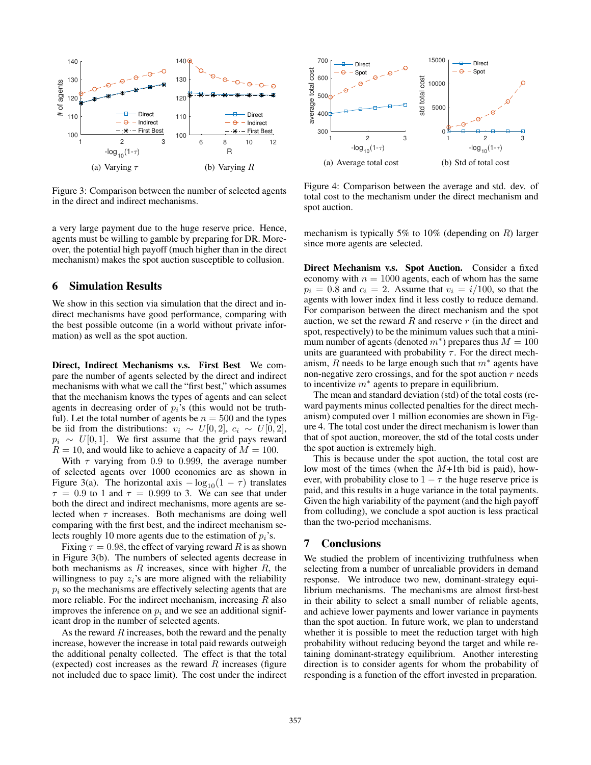Figure 3: Comparison between the number of selected agents in the direct and indirect mechanisms.

Figure 4: Comparison between the average and std. dev. of total cost to the mechanism under the direct mechanism and spot auction.

a very large payment due to the huge reserve price. Hence, agents must be willing to gamble by preparing for DR. Moreover, the potential high payoff (much higher than in the direct mechanism) makes the spot auction susceptible to collusion.

## 6 Simulation Results

We show in this section via simulation that the direct and indirect mechanisms have good performance, comparing with the best possible outcome (in a world without private information) as well as the spot auction.

**Direct, Indirect Mechanisms v.s. First Best** We compare the number of agents selected by the direct and indirect mechanisms with what we call the "first best," which assumes that the mechanism knows the types of agents and can select agents in decreasing order of $p_i$'s (this would not be truthful). Let the total number of agents be $n = 500$ and the types be iid from the distributions: $v_i \sim U[0, 2]$, $c_i \sim U[0, 2]$, $p_i \sim U[0, 1]$. We first assume that the grid pays reward $R = 10$, and would like to achieve a capacity of $M = 100$.

With $\tau$ varying from 0.9 to 0.999, the average number of selected agents over 1000 economies are shown in Figure 3(a). The horizontal axis $-\log_{10}(1 - \tau)$ translates $\tau = 0.9$ to 1 and $\tau = 0.999$ to 3. We can see that under both the direct and indirect mechanisms, more agents are selected when $\tau$ increases. Both mechanisms are doing well comparing with the first best, and the indirect mechanism selects roughly 10 more agents due to the estimation of $p_i$'s.

Fixing $\tau = 0.98$, the effect of varying reward $R$ is as shown in Figure 3(b). The numbers of selected agents decrease in both mechanisms as $R$ increases, since with higher $R$, the willingness to pay $z_i$'s are more aligned with the reliability $p_i$ so the mechanisms are effectively selecting agents that are more reliable. For the indirect mechanism, increasing $R$ also improves the inference on $p_i$ and we see an additional significant drop in the number of selected agents.

As the reward $R$ increases, both the reward and the penalty increase, however the increase in total paid rewards outweigh the additional penalty collected. The effect is that the total (expected) cost increases as the reward $R$ increases (figure not included due to space limit). The cost under the indirect mechanism is typically 5% to 10% (depending on $R$) larger since more agents are selected.

**Direct Mechanism v.s. Spot Auction.** Consider a fixed economy with $n = 1000$ agents, each of whom has the same $p_i = 0.8$ and $c_i = 2$. Assume that $v_i = i/100$, so that the agents with lower index find it less costly to reduce demand. For comparison between the direct mechanism and the spot auction, we set the reward $R$ and reserve $r$ (in the direct and spot, respectively) to be the minimum values such that a minimum number of agents (denoted $m^*$) prepares thus $M = 100$ units are guaranteed with probability $\tau$. For the direct mechanism, $R$ needs to be large enough such that $m^*$ agents have non-negative zero crossings, and for the spot auction $r$ needs to incentivize $m^*$ agents to prepare in equilibrium.

The mean and standard deviation (std) of the total costs (reward payments minus collected penalties for the direct mechanism) computed over 1 million economies are shown in Figure 4. The total cost under the direct mechanism is lower than that of spot auction, moreover, the std of the total costs under the spot auction is extremely high.

This is because under the spot auction, the total cost are low most of the times (when the $M$+1th bid is paid), however, with probability close to $1 - \tau$ the huge reserve price is paid, and this results in a huge variance in the total payments. Given the high variability of the payment (and the high payoff from colluding), we conclude a spot auction is less practical than the two-period mechanisms.

## 7 Conclusions

We studied the problem of incentivizing truthfulness when selecting from a number of unrealiable providers in demand response. We introduce two new, dominant-strategy equilibrium mechanisms. The mechanisms are almost first-best in their ability to select a small number of reliable agents, and achieve lower payments and lower variance in payments than the spot auction. In future work, we plan to understand whether it is possible to meet the reduction target with high probability without reducing beyond the target and while retaining dominant-strategy equilibrium. Another interesting direction is to consider agents for whom the probability of responding is a function of the effort invested in preparation.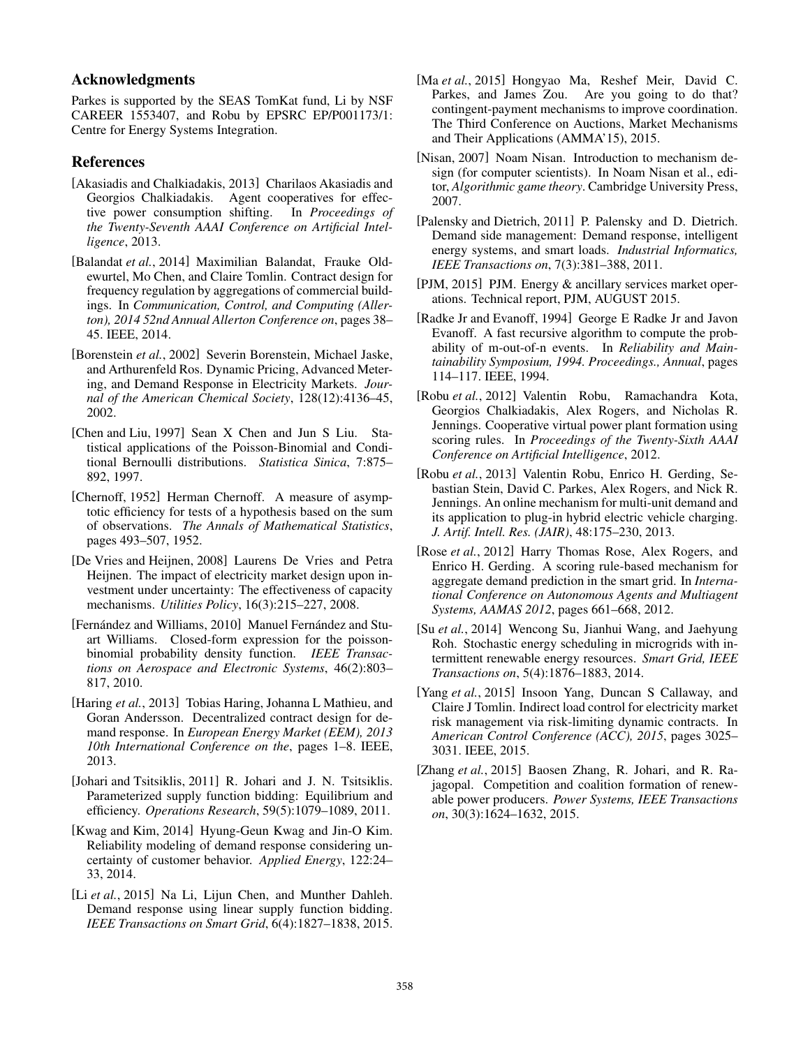## Acknowledgments

Parkes is supported by the SEAS TomKat fund, Li by NSF CAREER 1553407, and Robu by EPSRC EP/P001173/1: Centre for Energy Systems Integration.

## References

[Akasiadis and Chalkiadakis, 2013] Charilaos Akasiadis and Georgios Chalkiadakis. Agent cooperatives for effective power consumption shifting. In *Proceedings of the Twenty-Seventh AAAI Conference on Artificial Intelligence*, 2013.

[Balandat *et al.*, 2014] Maximilian Balandat, Frauke Oldewurtel, Mo Chen, and Claire Tomlin. Contract design for frequency regulation by aggregations of commercial buildings. In *Communication, Control, and Computing (Allerton), 2014 52nd Annual Allerton Conference on*, pages 38–45. IEEE, 2014.

[Borenstein *et al.*, 2002] Severin Borenstein, Michael Jaske, and Arthurenfeld Ros. Dynamic Pricing, Advanced Metering, and Demand Response in Electricity Markets. *Journal of the American Chemical Society*, 128(12):4136–45, 2002.

[Chen and Liu, 1997] Sean X Chen and Jun S Liu. Statistical applications of the Poisson-Binomial and Conditional Bernoulli distributions. *Statistica Sinica*, 7:875–892, 1997.

[Chernoff, 1952] Herman Chernoff. A measure of asymptotic efficiency for tests of a hypothesis based on the sum of observations. *The Annals of Mathematical Statistics*, pages 493–507, 1952.

[De Vries and Heijnen, 2008] Laurens De Vries and Petra Heijnen. The impact of electricity market design upon investment under uncertainty: The effectiveness of capacity mechanisms. *Utilities Policy*, 16(3):215–227, 2008.

[Fernández and Williams, 2010] Manuel Fernández and Stuart Williams. Closed-form expression for the poisson-binomial probability density function. *IEEE Transactions on Aerospace and Electronic Systems*, 46(2):803–817, 2010.

[Haring *et al.*, 2013] Tobias Haring, Johanna L Mathieu, and Goran Andersson. Decentralized contract design for demand response. In *European Energy Market (EEM), 2013 10th International Conference on the*, pages 1–8. IEEE, 2013.

[Johari and Tsitsiklis, 2011] R. Johari and J. N. Tsitsiklis. Parameterized supply function bidding: Equilibrium and efficiency. *Operations Research*, 59(5):1079–1089, 2011.

[Kwag and Kim, 2014] Hyung-Geun Kwag and Jin-O Kim. Reliability modeling of demand response considering uncertainty of customer behavior. *Applied Energy*, 122:24–33, 2014.

[Li *et al.*, 2015] Na Li, Lijun Chen, and Munther Dahleh. Demand response using linear supply function bidding. *IEEE Transactions on Smart Grid*, 6(4):1827–1838, 2015.

[Ma *et al.*, 2015] Hongyao Ma, Reshef Meir, David C. Parkes, and James Zou. Are you going to do that? contingent-payment mechanisms to improve coordination. The Third Conference on Auctions, Market Mechanisms and Their Applications (AMMA'15), 2015.

[Nisan, 2007] Noam Nisan. Introduction to mechanism design (for computer scientists). In Noam Nisan et al., editor, *Algorithmic game theory*. Cambridge University Press, 2007.

[Palensky and Dietrich, 2011] P. Palensky and D. Dietrich. Demand side management: Demand response, intelligent energy systems, and smart loads. *Industrial Informatics, IEEE Transactions on*, 7(3):381–388, 2011.

[PJM, 2015] PJM. Energy & ancillary services market operations. Technical report, PJM, AUGUST 2015.

[Radke Jr and Evanoff, 1994] George E Radke Jr and Javon Evanoff. A fast recursive algorithm to compute the probability of m-out-of-n events. In *Reliability and Maintainability Symposium, 1994. Proceedings., Annual*, pages 114–117. IEEE, 1994.

[Robu *et al.*, 2012] Valentin Robu, Ramachandra Kota, Georgios Chalkiadakis, Alex Rogers, and Nicholas R. Jennings. Cooperative virtual power plant formation using scoring rules. In *Proceedings of the Twenty-Sixth AAAI Conference on Artificial Intelligence*, 2012.

[Robu *et al.*, 2013] Valentin Robu, Enrico H. Gerding, Sebastian Stein, David C. Parkes, Alex Rogers, and Nick R. Jennings. An online mechanism for multi-unit demand and its application to plug-in hybrid electric vehicle charging. *J. Artif. Intell. Res. (JAIR)*, 48:175–230, 2013.

[Rose *et al.*, 2012] Harry Thomas Rose, Alex Rogers, and Enrico H. Gerding. A scoring rule-based mechanism for aggregate demand prediction in the smart grid. In *International Conference on Autonomous Agents and Multiagent Systems, AAMAS 2012*, pages 661–668, 2012.

[Su *et al.*, 2014] Wencong Su, Jianhui Wang, and Jaehyung Roh. Stochastic energy scheduling in microgrids with intermittent renewable energy resources. *Smart Grid, IEEE Transactions on*, 5(4):1876–1883, 2014.

[Yang *et al.*, 2015] Insoon Yang, Duncan S Callaway, and Claire J Tomlin. Indirect load control for electricity market risk management via risk-limiting dynamic contracts. In *American Control Conference (ACC), 2015*, pages 3025–3031. IEEE, 2015.

[Zhang *et al.*, 2015] Baosen Zhang, R. Johari, and R. Rajagopal. Competition and coalition formation of renewable power producers. *Power Systems, IEEE Transactions on*, 30(3):1624–1632, 2015.